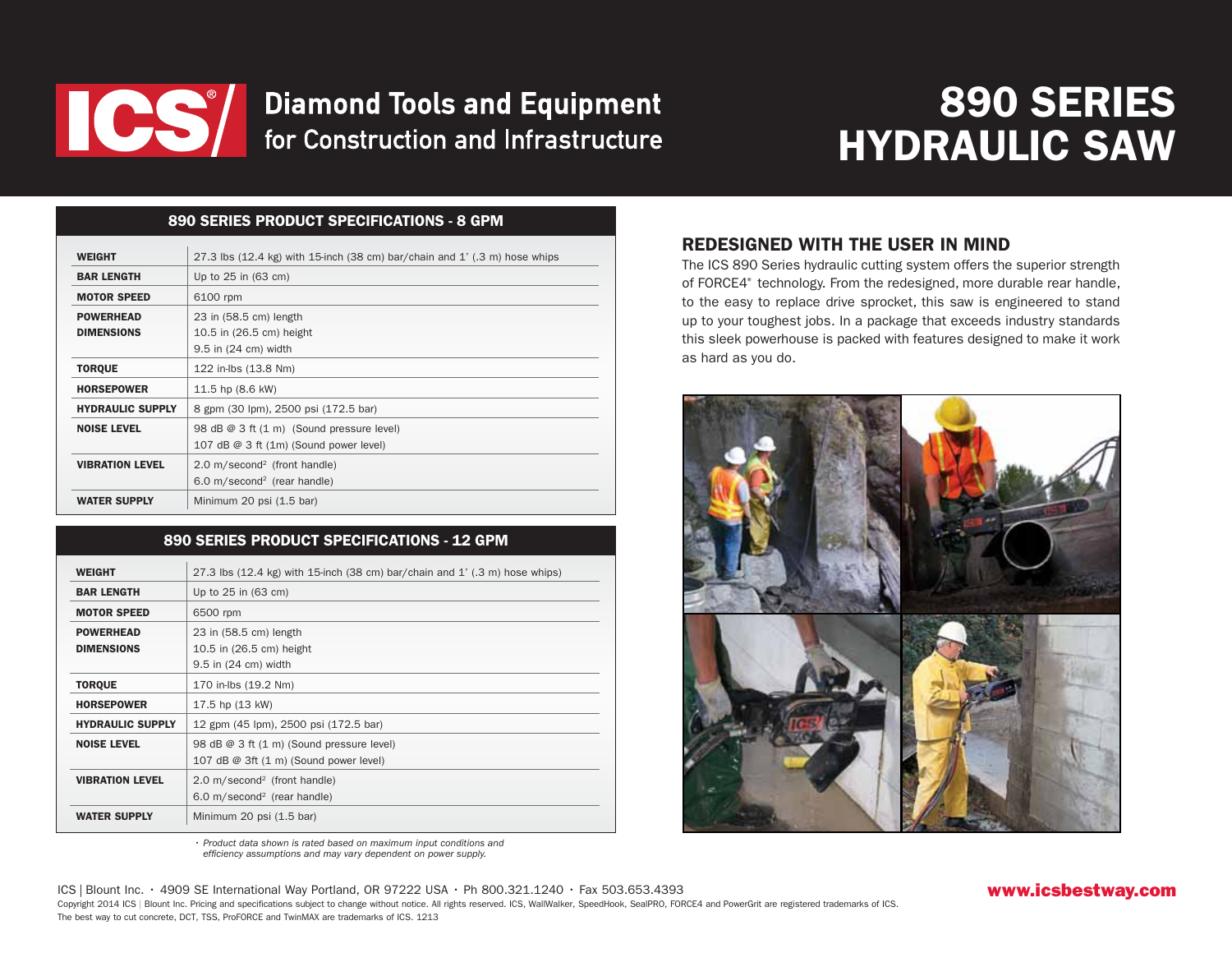# ICS® Diamond Tools and Equipment for Construction and Infrastructure

# 890 SERIES HYDRAULIC SAW

## 890 SERIES PRODUCT SPECIFICATIONS - 8 GPM

| | |
|---|---|
| **WEIGHT** | 27.3 lbs (12.4 kg) with 15-inch (38 cm) bar/chain and 1' (.3 m) hose whips |
| **BAR LENGTH** | Up to 25 in (63 cm) |
| **MOTOR SPEED** | 6100 rpm |
| **POWERHEAD DIMENSIONS** | 23 in (58.5 cm) length<br>10.5 in (26.5 cm) height<br>9.5 in (24 cm) width |
| **TORQUE** | 122 in-lbs (13.8 Nm) |
| **HORSEPOWER** | 11.5 hp (8.6 kW) |
| **HYDRAULIC SUPPLY** | 8 gpm (30 lpm), 2500 psi (172.5 bar) |
| **NOISE LEVEL** | 98 dB @ 3 ft (1 m) (Sound pressure level)<br>107 dB @ 3 ft (1m) (Sound power level) |
| **VIBRATION LEVEL** | 2.0 m/second$^2$ (front handle)<br>6.0 m/second$^2$ (rear handle) |
| **WATER SUPPLY** | Minimum 20 psi (1.5 bar) |

## 890 SERIES PRODUCT SPECIFICATIONS - 12 GPM

| | |
|---|---|
| **WEIGHT** | 27.3 lbs (12.4 kg) with 15-inch (38 cm) bar/chain and 1' (.3 m) hose whips |
| **BAR LENGTH** | Up to 25 in (63 cm) |
| **MOTOR SPEED** | 6500 rpm |
| **POWERHEAD DIMENSIONS** | 23 in (58.5 cm) length<br>10.5 in (26.5 cm) height<br>9.5 in (24 cm) width |
| **TORQUE** | 170 in-lbs (19.2 Nm) |
| **HORSEPOWER** | 17.5 hp (13 kW) |
| **HYDRAULIC SUPPLY** | 12 gpm (45 lpm), 2500 psi (172.5 bar) |
| **NOISE LEVEL** | 98 dB @ 3 ft (1 m) (Sound pressure level)<br>107 dB @ 3ft (1 m) (Sound power level) |
| **VIBRATION LEVEL** | 2.0 m/second$^2$ (front handle)<br>6.0 m/second$^2$ (rear handle) |
| **WATER SUPPLY** | Minimum 20 psi (1.5 bar) |

*• Product data shown is rated based on maximum input conditions and efficiency assumptions and may vary dependent on power supply.*

## REDESIGNED WITH THE USER IN MIND

The ICS 890 Series hydraulic cutting system offers the superior strength of FORCE4® technology. From the redesigned, more durable rear handle, to the easy to replace drive sprocket, this saw is engineered to stand up to your toughest jobs. In a package that exceeds industry standards this sleek powerhouse is packed with features designed to make it work as hard as you do.

ICS | Blount Inc. • 4909 SE International Way Portland, OR 97222 USA • Ph 800.321.1240 • Fax 503.653.4393

**www.icsbestway.com**

Copyright 2014 ICS | Blount Inc. Pricing and specifications subject to change without notice. All rights reserved. ICS, WallWalker, SpeedHook, SealPRO, FORCE4 and PowerGrit are registered trademarks of ICS. The best way to cut concrete, DCT, TSS, ProFORCE and TwinMAX are trademarks of ICS. 1213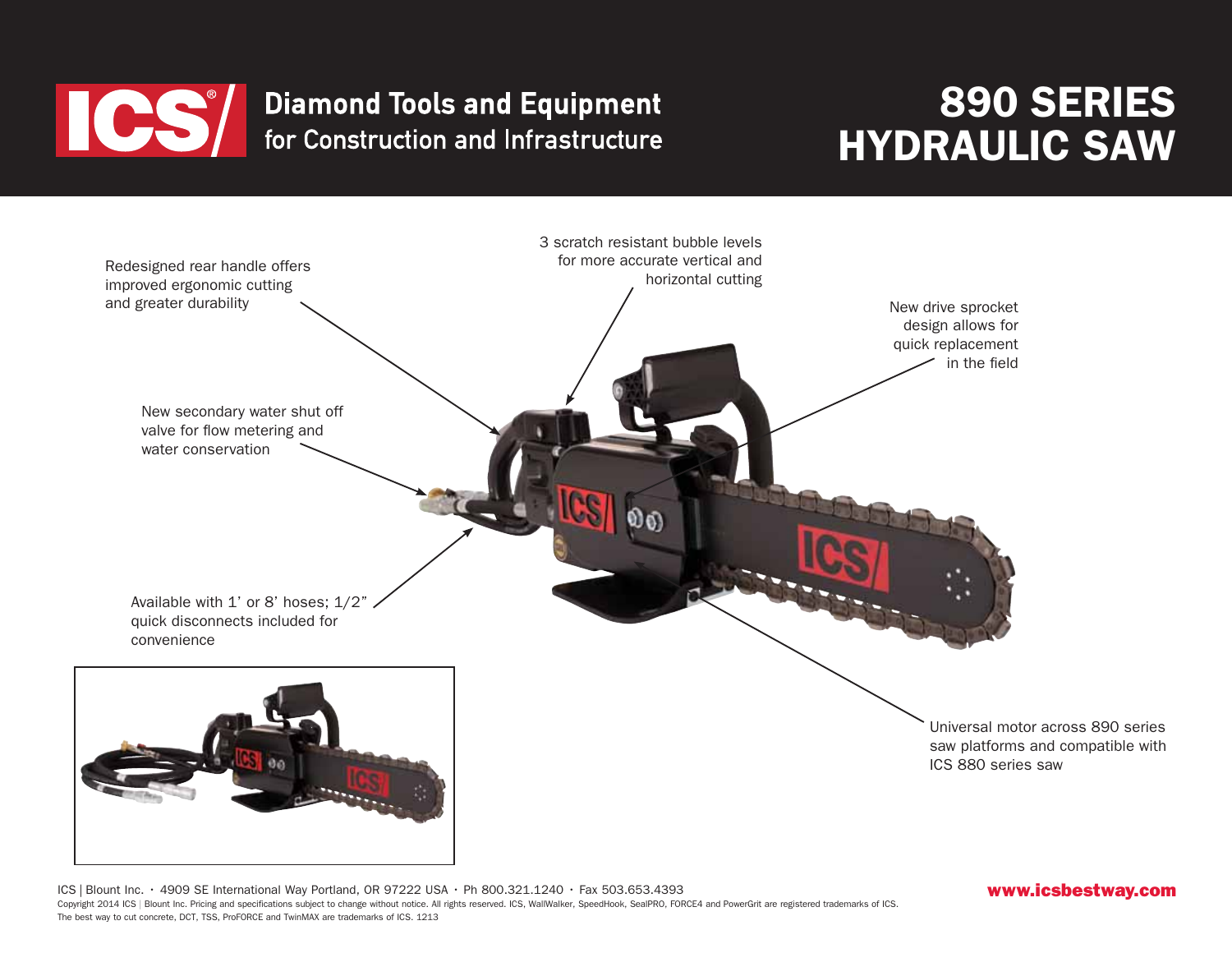# ICS® Diamond Tools and Equipment for Construction and Infrastructure

# 890 SERIES HYDRAULIC SAW

Redesigned rear handle offers improved ergonomic cutting and greater durability

3 scratch resistant bubble levels for more accurate vertical and horizontal cutting

New drive sprocket design allows for quick replacement in the field

New secondary water shut off valve for flow metering and water conservation

Available with 1' or 8' hoses; 1/2" quick disconnects included for convenience

Universal motor across 890 series saw platforms and compatible with ICS 880 series saw

ICS | Blount Inc. • 4909 SE International Way Portland, OR 97222 USA • Ph 800.321.1240 • Fax 503.653.4393

www.icsbestway.com

Copyright 2014 ICS | Blount Inc. Pricing and specifications subject to change without notice. All rights reserved. ICS, WallWalker, SpeedHook, SealPRO, FORCE4 and PowerGrit are registered trademarks of ICS. The best way to cut concrete, DCT, TSS, ProFORCE and TwinMAX are trademarks of ICS. 1213